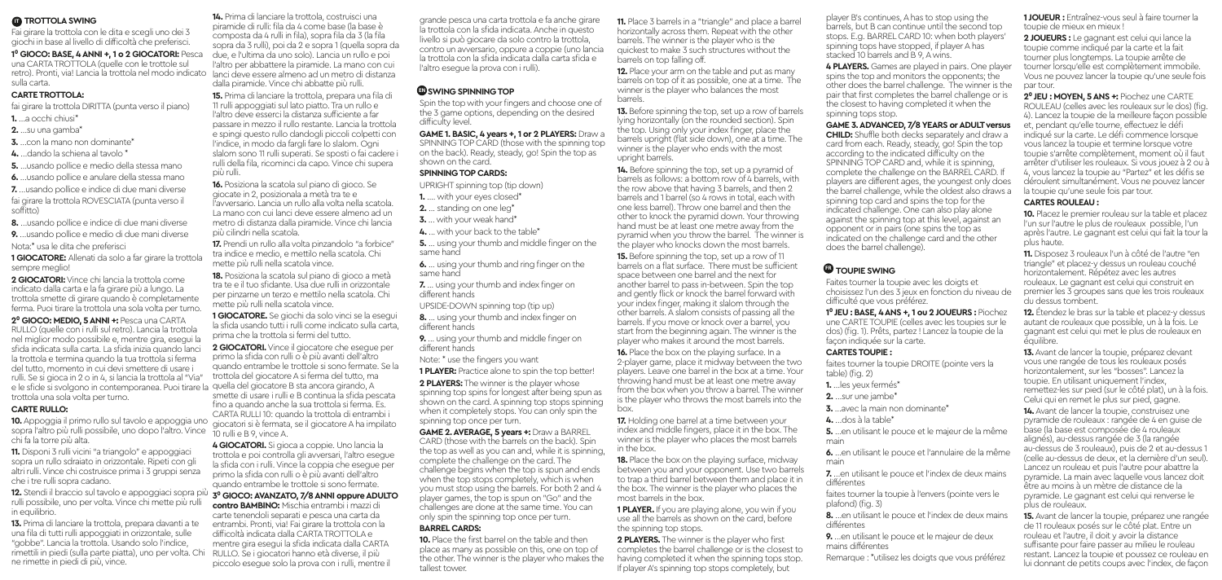# IT TROTTOLA SWING

Fai girare la trottola con le dita e scegli uno dei 3 giochi in base al livello di difficoltà che preferisci.

**1° GIOCO: BASE, 4 ANNI +, 1 o 2 GIOCATORI:** Pesca una CARTA TROTTOLA (quelle con le trottole sul retro). Pronti, via! Lancia la trottola nel modo indicato sulla carta.

### CARTE TROTTOLA:

fai girare la trottola DIRITTA (punta verso il piano)

**1.** ...a occhi chiusi*

**2.** ...su una gamba*

**3.** ...con la mano non dominante*

**4.** ...dando la schiena al tavolo *

**5.** ...usando pollice e medio della stessa mano

**6.** ...usando pollice e anulare della stessa mano

**7.** ...usando pollice e indice di due mani diverse

fai girare la trottola ROVESCIATA (punta verso il soffitto)

**8.** ...usando pollice e indice di due mani diverse

**9.** ...usando pollice e medio di due mani diverse

Nota:* usa le dita che preferisci

**1 GIOCATORE:** Allenati da solo a far girare la trottola sempre meglio!

**2 GIOCATORI:** Vince chi lancia la trottola come indicato dalla carta e la fa girare più a lungo. La trottola smette di girare quando è completamente ferma. Puoi tirare la trottola una sola volta per turno.

**2° GIOCO: MEDIO, 5 ANNI +:** Pesca una CARTA RULLO (quelle con i rulli sul retro). Lancia la trottola nel miglior modo possibile e, mentre gira, esegui la sfida indicata sulla carta. La sfida inizia quando lanci la trottola e termina quando la tua trottola si ferma del tutto, momento in cui devi smettere di usare i rulli. Se si gioca in 2 o in 4, si lancia la trottola al "Via" e le sfide si svolgono in contemporanea. Puoi tirare la trottola una sola volta per turno.

### CARTE RULLO:

**10.** Appoggia il primo rullo sul tavolo e appoggia uno sopra l'altro più rulli possibile, uno dopo l'altro. Vince chi fa la torre più alta.

**11.** Disponi 3 rulli vicini "a triangolo" e appoggiaci sopra un rullo sdraiato in orizzontale. Ripeti con gli altri rulli. Vince chi costruisce prima i 3 gruppi senza che i tre rulli sopra cadano.

**12.** Stendi il braccio sul tavolo e appoggiaci sopra più rulli possibile, uno per volta. Vince chi mette più rulli in equilibrio.

**13.** Prima di lanciare la trottola, prepara davanti a te una fila di tutti rulli appoggiati in orizzontale, sulle "gobbe". Lancia la trottola. Usando solo l'indice, rimettili in piedi (sulla parte piatta), uno per volta. Chi ne rimette in piedi di più, vince.

**14.** Prima di lanciare la trottola, costruisci una piramide di rulli: fila da 4 come base (la base è composta da 4 rulli in fila), sopra fila da 3 (la fila sopra da 3 rulli), poi da 2 e sopra 1 (quella sopra da due, e l'ultima da uno solo). Lancia un rullo e poi l'altro per abbattere la piramide. La mano con cui lanci deve essere almeno ad un metro di distanza dalla piramide. Vince chi abbatte più rulli.

**15.** Prima di lanciare la trottola, prepara una fila di 11 rulli appoggiati sul lato piatto. Tra un rullo e l'altro deve esserci la distanza sufficiente a far passare in mezzo il rullo restante. Lancia la trottola e spingi questo rullo dandogli piccoli colpetti con l'indice, in modo da fargli fare lo slalom. Ogni slalom sono 11 rulli superati. Se sposti o fai cadere i rulli della fila, ricominci da capo. Vince chi supera più rulli.

**16.** Posiziona la scatola sul piano di gioco. Se giocate in 2, posizionala a metà tra te e l'avversario. Lancia un rullo alla volta nella scatola. La mano con cui lanci deve essere almeno ad un metro di distanza dalla piramide. Vince chi lancia più cilindri nella scatola.

**17.** Prendi un rullo alla volta pinzandolo "a forbice" tra indice e medio, e mettilo nella scatola. Chi mette più rulli nella scatola vince.

**18.** Posiziona la scatola sul piano di gioco a metà tra te e il tuo sfidante. Usa due rulli in orizzontale per pinzare un terzo e mettilo nella scatola. Chi mette più rulli nella scatola vince.

**1 GIOCATORE.** Se giochi da solo vinci se la esegui la sfida usando tutti i rulli come indicato sulla carta, prima che la trottola si fermi del tutto.

**2 GIOCATORI.** Vince il giocatore che esegue per primo la sfida con rulli o è più avanti dell'altro quando entrambe le trottole si sono fermate. Se la trottola del giocatore A si ferma del tutto, ma quella del giocatore B sta ancora girando, A smette di usare i rulli e B continua la sfida passata fino a quando anche la sua trottola si ferma. Es. CARTA RULLI 10: quando la trottola di entrambi i giocatori si è fermata, se il giocatore A ha impilato 10 rulli e B 9, vince A.

**4 GIOCATORI.** Si gioca a coppie. Uno lancia la trottola e poi controlla gli avversari, l'altro esegue la sfida con i rulli. Vince la coppia che esegue per primo la sfida con rulli o è più avanti dell'altro quando entrambe le trottole si sono fermate.

**3° GIOCO: AVANZATO, 7/8 ANNI oppure ADULTO contro BAMBINO:** Mischia entrambi i mazzi di carte tenendoli separati e pesca una carta da entrambi. Pronti, via! Fai girare la trottola con la difficoltà indicata dalla CARTA TROTTOLA e mentre gira esegui la sfida indicata dalla CARTA RULLO. Se i giocatori hanno età diverse, il più piccolo esegue solo la prova con i rulli, mentre il grande pesca una carta trottola e fa anche girare la trottola con la sfida indicata. Anche in questo livello si può giocare da solo contro la trottola, contro un avversario, oppure a coppie (uno lancia la trottola con la sfida indicata dalla carta sfida e l'altro esegue la prova con i rulli).

# EN SWING SPINNING TOP

Spin the top with your fingers and choose one of the 3 game options, depending on the desired difficulty level.

**GAME 1. BASIC, 4 years +, 1 or 2 PLAYERS:** Draw a SPINNING TOP CARD (those with the spinning top on the back). Ready, steady, go! Spin the top as shown on the card.

### SPINNING TOP CARDS:

UPRIGHT spinning top (tip down)

**1.** .... with your eyes closed*

**2.** ... standing on one leg*

**3.** ... with your weak hand*

**4.** ... with your back to the table*

**5.** ... using your thumb and middle finger on the same hand

**6.** ... using your thumb and ring finger on the same hand

**7.** ... using your thumb and index finger on different hands

UPSIDE-DOWN spinning top (tip up)

**8.** ... using your thumb and index finger on different hands

**9.** ... using your thumb and middle finger on different hands

Note: * use the fingers you want

**1 PLAYER:** Practice alone to spin the top better!

**2 PLAYERS:** The winner is the player whose spinning top spins for longest after being spun as shown on the card. A spinning top stops spinning when it completely stops. You can only spin the spinning top once per turn.

**GAME 2. AVERAGE, 5 years +:** Draw a BARREL CARD (those with the barrels on the back). Spin the top as well as you can and, while it is spinning, complete the challenge on the card. The challenge begins when the top is spun and ends when the top stops completely, which is when you must stop using the barrels. For both 2 and 4 player games, the top is spun on "Go" and the challenges are done at the same time. You can only spin the spinning top once per turn.

### BARREL CARDS:

**10.** Place the first barrel on the table and then place as many as possible on this, one on top of the other. The winner is the player who makes the tallest tower.

**11.** Place 3 barrels in a "triangle" and place a barrel horizontally across them. Repeat with the other barrels. The winner is the player who is the quickest to make 3 such structures without the barrels on top falling off.

**12.** Place your arm on the table and put as many barrels on top of it as possible, one at a time. The winner is the player who balances the most barrels.

**13.** Before spinning the top, set up a row of barrels lying horizontally (on the rounded section). Spin the top. Using only your index finger, place the barrels upright (flat side down), one at a time. The winner is the player who ends with the most upright barrels.

**14.** Before spinning the top, set up a pyramid of barrels as follows: a bottom row of 4 barrels, with the row above that having 3 barrels, and then 2 barrels and 1 barrel (so 4 rows in total, each with one less barrel). Throw one barrel and then the other to knock the pyramid down. Your throwing hand must be at least one metre away from the pyramid when you throw the barrel. The winner is the player who knocks down the most barrels.

**15.** Before spinning the top, set up a row of 11 barrels on a flat surface. There must be sufficient space between one barrel and the next for another barrel to pass in-between. Spin the top and gently flick or knock the barrel forward with your index finger, making it slalom through the other barrels. A slalom consists of passing all the barrels. If you move or knock over a barrel, you start from the beginning again. The winner is the player who makes it around the most barrels.

**16.** Place the box on the playing surface. In a 2-player game, place it midway between the two players. Leave one barrel in the box at a time. Your throwing hand must be at least one metre away from the box when you throw a barrel. The winner is the player who throws the most barrels into the box.

**17.** Holding one barrel at a time between your index and middle fingers, place it in the box. The winner is the player who places the most barrels in the box.

**18.** Place the box on the playing surface, midway between you and your opponent. Use two barrels to trap a third barrel between them and place it in the box. The winner is the player who places the most barrels in the box.

**1 PLAYER.** If you are playing alone, you win if you use all the barrels as shown on the card, before the spinning top stops.

**2 PLAYERS.** The winner is the player who first completes the barrel challenge or is the closest to having completed it when the spinning tops stop. If player A's spinning top stops completely, but player B's continues, A has to stop using the barrels, but B can continue until the second top stops. E.g. BARREL CARD 10: when both players' spinning tops have stopped, if player A has stacked 10 barrels and B 9, A wins.

**4 PLAYERS.** Games are played in pairs. One player spins the top and monitors the opponents; the other does the barrel challenge. The winner is the pair that first completes the barrel challenge or is the closest to having completed it when the spinning tops stop.

**GAME 3. ADVANCED, 7/8 YEARS or ADULT versus CHILD:** Shuffle both decks separately and draw a card from each. Ready, steady, go! Spin the top according to the indicated difficulty on the SPINNING TOP CARD and, while it is spinning, complete the challenge on the BARREL CARD. If players are different ages, the youngest only does the barrel challenge, while the oldest also draws a spinning top card and spins the top for the indicated challenge. One can also play alone against the spinning top at this level, against an opponent or in pairs (one spins the top as indicated on the challenge card and the other does the barrel challenge).

# FR TOUPIE SWING

Faites tourner la toupie avec les doigts et choisissez l'un des 3 jeux en fonction du niveau de difficulté que vous préférez.

**1° JEU : BASE, 4 ANS +, 1 ou 2 JOUEURS :** Piochez une CARTE TOUPIE (celles avec les toupies sur le dos) (fig. 1). Prêts, partez ! Lancez la toupie de la façon indiquée sur la carte.

### CARTES TOUPIE :

faites tourner la toupie DROITE (pointe vers la table) (fig. 2)

**1.** ...les yeux fermés*

**2.** ...sur une jambe*

**3.** ...avec la main non dominante*

**4.** ...dos à la table*

**5.** ...en utilisant le pouce et le majeur de la même main

**6.** ...en utilisant le pouce et l'annulaire de la même main

**7.** ...en utilisant le pouce et l'index de deux mains différentes

faites tourner la toupie à l'envers (pointe vers le plafond) (fig. 3)

**8.** ...en utilisant le pouce et l'index de deux mains différentes

**9.** ...en utilisant le pouce et le majeur de deux mains différentes

Remarque : *utilisez les doigts que vous préférez

**1 JOUEUR :** Entraînez-vous seul à faire tourner la toupie de mieux en mieux !

**2 JOUEURS :** Le gagnant est celui qui lance la toupie comme indiqué par la carte et la fait tourner plus longtemps. La toupie arrête de tourner lorsqu'elle est complètement immobile. Vous ne pouvez lancer la toupie qu'une seule fois par tour.

**2° JEU : MOYEN, 5 ANS +:** Piochez une CARTE ROULEAU (celles avec les rouleaux sur le dos) (fig. 4). Lancez la toupie de la meilleure façon possible et, pendant qu'elle tourne, effectuez le défi indiqué sur la carte. Le défi commence lorsque vous lancez la toupie et termine lorsque votre toupie s'arrête complètement, moment où il faut arrêter d'utiliser les rouleaux. Si vous jouez à 2 ou à 4, vous lancez la toupie au "Partez" et les défis se déroulent simultanément. Vous ne pouvez lancer la toupie qu'une seule fois par tour.

### CARTES ROULEAU :

**10.** Placez le premier rouleau sur la table et placez l'un sur l'autre le plus de rouleaux possible, l'un après l'autre. Le gagnant est celui qui fait la tour la plus haute.

**11.** Disposez 3 rouleaux l'un à côté de l'autre "en triangle" et placez-y dessus un rouleau couché horizontalement. Répétez avec les autres rouleaux. Le gagnant est celui qui construit en premier les 3 groupes sans que les trois rouleaux du dessus tombent.

**12.** Étendez le bras sur la table et placez-y dessus autant de rouleaux que possible, un à la fois. Le gagnant est celui qui met le plus de rouleaux en équilibre.

**13.** Avant de lancer la toupie, préparez devant vous une rangée de tous les rouleaux posés horizontalement, sur les "bosses". Lancez la toupie. En utilisant uniquement l'index, remettez-les sur pied (sur le côté plat), un à la fois. Celui qui en remet le plus sur pied, gagne.

**14.** Avant de lancer la toupie, construisez une pyramide de rouleaux : rangée de 4 en guise de base (la base est composée de 4 rouleaux alignés), au-dessus rangée de 3 (la rangée au-dessus de 3 rouleaux), puis de 2 et au-dessus 1 (celle au-dessus de deux, et la dernière d'un seul). Lancez un rouleau et puis l'autre pour abattre la pyramide. La main avec laquelle vous lancez doit être au moins à un mètre de distance de la pyramide. Le gagnant est celui qui renverse le plus de rouleaux.

**15.** Avant de lancer la toupie, préparez une rangée de 11 rouleaux posés sur le côté plat. Entre un rouleau et l'autre, il doit y avoir la distance suffisante pour faire passer au milieu le rouleau restant. Lancez la toupie et poussez ce rouleau en lui donnant de petits coups avec l'index, de façon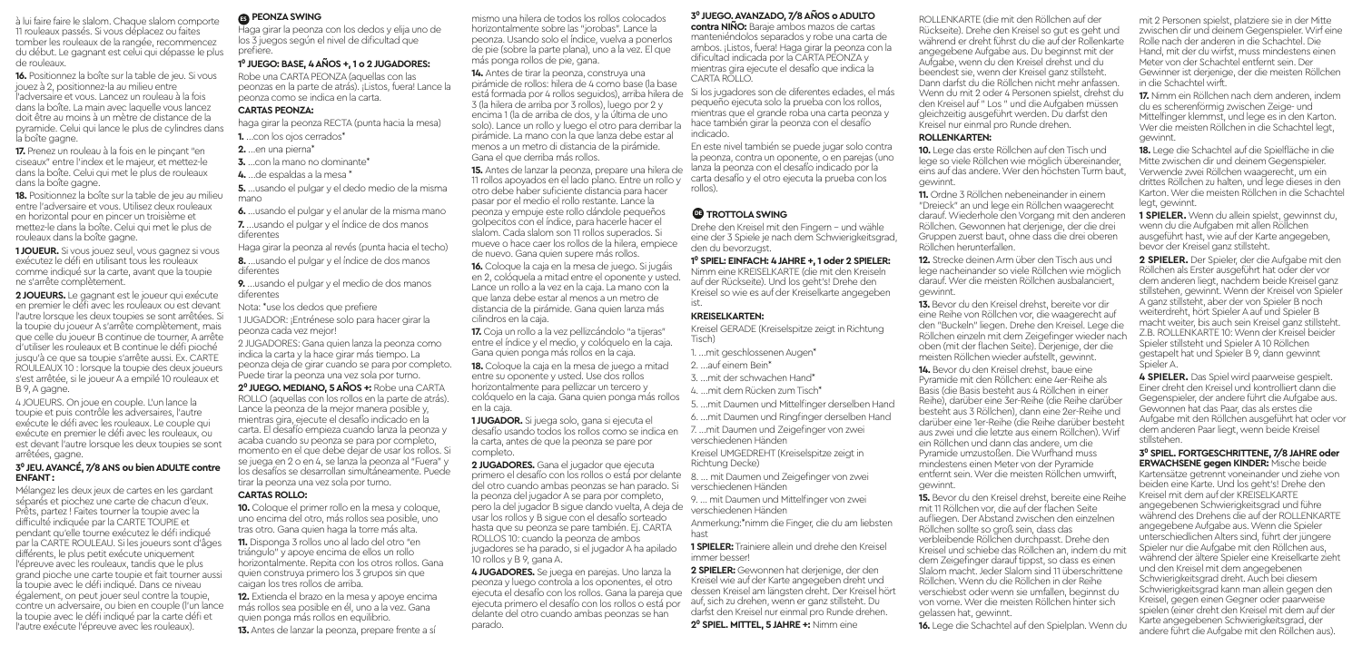à lui faire faire le slalom. Chaque slalom comporte 11 rouleaux passés. Si vous déplacez ou faites tomber les rouleaux de la rangée, recommencez du début. Le gagnant est celui qui dépasse le plus de rouleaux.

**16.** Positionnez la boîte sur la table de jeu. Si vous jouez à 2, positionnez-la au milieu entre l'adversaire et vous. Lancez un rouleau à la fois dans la boîte. La main avec laquelle vous lancez doit être au moins à un mètre de distance de la pyramide. Celui qui lance le plus de cylindres dans la boîte gagne.

**17.** Prenez un rouleau à la fois en le pinçant "en ciseaux" entre l'index et le majeur, et mettez-le dans la boîte. Celui qui met le plus de rouleaux dans la boîte gagne.

**18.** Positionnez la boîte sur la table de jeu au milieu entre l'adversaire et vous. Utilisez deux rouleaux en horizontal pour en pincer un troisième et mettez-le dans la boîte. Celui qui met le plus de rouleaux dans la boîte gagne.

**1 JOUEUR.** Si vous jouez seul, vous gagnez si vous exécutez le défi en utilisant tous les rouleaux comme indiqué sur la carte, avant que la toupie ne s'arrête complètement.

**2 JOUEURS.** Le gagnant est le joueur qui exécute en premier le défi avec les rouleaux ou est devant l'autre lorsque les deux toupies se sont arrêtées. Si la toupie du joueur A s'arrête complètement, mais que celle du joueur B continue de tourner, A arrête d'utiliser les rouleaux et B continue le défi pioché jusqu'à ce que sa toupie s'arrête aussi. Ex. CARTE ROULEAUX 10 : lorsque la toupie des deux joueurs s'est arrêtée, si le joueur A a empilé 10 rouleaux et B 9, A gagne.

4 JOUEURS. On joue en couple. L'un lance la toupie et puis contrôle les adversaires, l'autre exécute le défi avec les rouleaux. Le couple qui exécute en premier le défi avec les rouleaux, ou est devant l'autre lorsque les deux toupies se sont arrêtées, gagne.

**3° JEU. AVANCÉ, 7/8 ANS ou bien ADULTE contre ENFANT :**

Mélangez les deux jeux de cartes en les gardant séparés et piochez une carte de chacun d'eux. Prêts, partez ! Faites tourner la toupie avec la difficulté indiquée par la CARTE TOUPIE et pendant qu'elle tourne exécutez le défi indiqué par la CARTE ROULEAU. Si les joueurs sont d'âges différents, le plus petit exécute uniquement l'épreuve avec les rouleaux, tandis que le plus grand pioche une carte toupie et fait tourner aussi la toupie avec le défi indiqué. Dans ce niveau également, on peut jouer seul contre la toupie, contre un adversaire, ou bien en couple (l'un lance la toupie avec le défi indiqué par la carte défi et l'autre exécute l'épreuve avec les rouleaux).

## ES PEONZA SWING

Haga girar la peonza con los dedos y elija uno de los 3 juegos según el nivel de dificultad que prefiere.

**1º JUEGO: BASE, 4 AÑOS +, 1 o 2 JUGADORES:**

Robe una CARTA PEONZA (aquellas con las peonzas en la parte de atrás). ¡Listos, fuera! Lance la peonza como se indica en la carta.

**CARTAS PEONZA:**

haga girar la peonza RECTA (punta hacia la mesa)

**1.** ...con los ojos cerrados*

**2.** ...en una pierna*

**3.** ...con la mano no dominante*

**4.** ...de espaldas a la mesa *

**5.** ...usando el pulgar y el dedo medio de la misma mano

**6.** ...usando el pulgar y el anular de la misma mano

**7.** ...usando el pulgar y el índice de dos manos diferentes

Haga girar la peonza al revés (punta hacia el techo)

**8.** ...usando el pulgar y el índice de dos manos diferentes

**9.** ...usando el pulgar y el medio de dos manos diferentes

Nota: *use los dedos que prefiere

1 JUGADOR: ¡Entrénese solo para hacer girar la peonza cada vez mejor!

2 JUGADORES: Gana quien lanza la peonza como indica la carta y la hace girar más tiempo. La peonza deja de girar cuando se para por completo. Puede tirar la peonza una vez solo por turno.

**2º JUEGO. MEDIANO, 5 AÑOS +:** Robe una CARTA ROLLO (aquellas con los rollos en la parte de atrás). Lance la peonza de la mejor manera posible y, mientras gira, ejecute el desafío indicado en la carta. El desafío empieza cuando lanza la peonza y acaba cuando su peonza se para por completo, momento en el que debe dejar de usar los rollos. Si se juega en 2 o en 4, se lanza la peonza al "Fuera" y los desafíos se desarrollan simultáneamente. Puede tirar la peonza una vez solo por turno.

**CARTAS ROLLO:**

**10.** Coloque el primer rollo en la mesa y coloque, uno encima del otro, más rollos sea posible, uno tras otro. Gana quien haga la torre más alta.

**11.** Disponga 3 rollos uno al lado del otro "en triángulo" y apoye encima de ellos un rollo horizontalmente. Repita con los otros rollos. Gana quien construya primero los 3 grupos sin que caigan los tres rollos de arriba.

**12.** Extienda el brazo en la mesa y apoye encima más rollos sea posible en él, uno a la vez. Gana quien ponga más rollos en equilibrio.

**13.** Antes de lanzar la peonza, prepare frente a sí mismo una hilera de todos los rollos colocados horizontalmente sobre las "jorobas". Lance la peonza. Usando solo el índice, vuelva a ponerlos de pie (sobre la parte plana), uno a la vez. El que más ponga rollos de pie, gana.

**14.** Antes de tirar la peonza, construya una pirámide de rollos: hilera de 4 como base (la base está formada por 4 rollos seguidos), arriba hilera de 3 (la hilera de arriba por 3 rollos), luego por 2 y encima 1 (la de arriba de dos, y la última de uno solo). Lance un rollo y luego el otro para derribar la pirámide. La mano con la que lanza debe estar al menos a un metro di distancia de la pirámide. Gana el que derriba más rollos.

**15.** Antes de lanzar la peonza, prepare una hilera de 11 rollos apoyados en el lado plano. Entre un rollo y otro debe haber suficiente distancia para hacer pasar por el medio el rollo restante. Lance la peonza y empuje este rollo dándole pequeños golpecitos con el índice, para hacerle hacer el slalom. Cada slalom son 11 rollos superados. Si mueve o hace caer los rollos de la hilera, empiece de nuevo. Gana quien supere más rollos.

**16.** Coloque la caja en la mesa de juego. Si jugáis en 2, colóquela a mitad entre el oponente y usted. Lance un rollo a la vez en la caja. La mano con la que lanza debe estar al menos a un metro de distancia de la pirámide. Gana quien lanza más cilindros en la caja.

**17.** Coja un rollo a la vez pellizcándolo "a tijeras" entre el índice y el medio, y colóquelo en la caja. Gana quien ponga más rollos en la caja.

**18.** Coloque la caja en la mesa de juego a mitad entre su oponente y usted. Use dos rollos horizontalmente para pellizcar un tercero y colóquelo en la caja. Gana quien ponga más rollos en la caja.

**1 JUGADOR.** Si juega solo, gana si ejecuta el desafío usando todos los rollos como se indica en la carta, antes de que la peonza se pare por completo.

**2 JUGADORES.** Gana el jugador que ejecuta primero el desafío con los rollos o está por delante del otro cuando ambas peonzas se han parado. Si la peonza del jugador A se para por completo, pero la del jugador B sigue dando vuelta, A deja de usar los rollos y B sigue con el desafío sorteado hasta que su peonza se pare también. Ej. CARTA ROLLOS 10: cuando la peonza de ambos jugadores se ha parado, si el jugador A ha apilado 10 rollos y B 9, gana A.

**4 JUGADORES.** Se juega en parejas. Uno lanza la peonza y luego controla a los oponentes, el otro ejecuta el desafío con los rollos. Gana la pareja que ejecuta primero el desafío con los rollos o está por delante del otro cuando ambas peonzas se han parado.

**3º JUEGO. AVANZADO, 7/8 AÑOS o ADULTO contra NIÑO:** Baraje ambos mazos de cartas manteniéndolos separados y robe una carta de ambos. ¡Listos, fuera! Haga girar la peonza con la dificultad indicada por la CARTA PEONZA y mientras gira ejecute el desafío que indica la CARTA ROLLO.

Si los jugadores son de diferentes edades, el más pequeño ejecuta solo la prueba con los rollos, mientras que el grande roba una carta peonza y hace también girar la peonza con el desafío indicado.

En este nivel también se puede jugar solo contra la peonza, contra un oponente, o en parejas (uno lanza la peonza con el desafío indicado por la carta desafío y el otro ejecuta la prueba con los rollos).

## DE TROTTOLA SWING

Drehe den Kreisel mit den Fingern – und wähle eine der 3 Spiele je nach dem Schwierigkeitsgrad, den du bevorzugst.

**1° SPIEL: EINFACH: 4 JAHRE +, 1 oder 2 SPIELER:** Nimm eine KREISELKARTE (die mit den Kreiseln auf der Rückseite). Und los geht's! Drehe den Kreisel so wie es auf der Kreiselkarte angegeben ist.

**KREISELKARTEN:**

Kreisel GERADE (Kreiselspitze zeigt in Richtung Tisch)

1. ...mit geschlossenen Augen*

2. ...auf einem Bein*

3. ...mit der schwachen Hand*

4. ...mit dem Rücken zum Tisch*

5. ...mit Daumen und Mittelfinger derselben Hand

6. ...mit Daumen und Ringfinger derselben Hand

7. ...mit Daumen und Zeigefinger von zwei verschiedenen Händen

Kreisel UMGEDREHT (Kreiselspitze zeigt in Richtung Decke)

8. ... mit Daumen und Zeigefinger von zwei verschiedenen Händen

9. ... mit Daumen und Mittelfinger von zwei verschiedenen Händen

Anmerkung:*nimm die Finger, die du am liebsten hast

**1 SPIELER:** Trainiere allein und drehe den Kreisel immer besser!

**2 SPIELER:** Gewonnen hat derjenige, der den Kreisel wie auf der Karte angegeben dreht und dessen Kreisel am längsten dreht. Der Kreisel hört auf, sich zu drehen, wenn er ganz stillsteht. Du darfst den Kreisel nur einmal pro Runde drehen.

**2° SPIEL. MITTEL, 5 JAHRE +:** Nimm eine ROLLENKARTE (die mit den Röllchen auf der Rückseite). Drehe den Kreisel so gut es geht und während er dreht führst du die auf der Rollenkarte angegebene Aufgabe aus. Du beginnst mit der Aufgabe, wenn du den Kreisel drehst und du beendest sie, wenn der Kreisel ganz stillsteht. Dann darfst du die Röllchen nicht mehr anfassen. Wenn du mit 2 oder 4 Personen spielst, drehst du den Kreisel auf " Los " und die Aufgaben müssen gleichzeitig ausgeführt werden. Du darfst den Kreisel nur einmal pro Runde drehen.

**ROLLENKARTEN:**

**10.** Lege das erste Röllchen auf den Tisch und lege so viele Röllchen wie möglich übereinander, eins auf das andere. Wer den höchsten Turm baut, gewinnt.

**11.** Ordne 3 Röllchen nebeneinander in einem "Dreieck" an und lege ein Röllchen waagerecht darauf. Wiederhole den Vorgang mit den anderen Röllchen. Gewonnen hat derjenige, der die drei Gruppen zuerst baut, ohne dass die drei oberen Röllchen herunterfallen.

**12.** Strecke deinen Arm über den Tisch aus und lege nacheinander so viele Röllchen wie möglich darauf. Wer die meisten Röllchen ausbalanciert, gewinnt.

**13.** Bevor du den Kreisel drehst, bereite vor dir eine Reihe von Röllchen vor, die waagerecht auf den "Buckeln" liegen. Drehe den Kreisel. Lege die Röllchen einzeln mit dem Zeigefinger wieder nach oben (mit der flachen Seite). Derjenige, der die meisten Röllchen wieder aufstellt, gewinnt.

**14.** Bevor du den Kreisel drehst, baue eine Pyramide mit den Röllchen: eine 4er-Reihe als Basis (die Basis besteht aus 4 Röllchen in einer Reihe), darüber eine 3er-Reihe (die Reihe darüber besteht aus 3 Röllchen), dann eine 2er-Reihe und darüber eine 1er-Reihe (die Reihe darüber besteht aus zwei und die letzte aus einem Röllchen). Wirf ein Röllchen und dann das andere, um die Pyramide umzustoßen. Die Wurfhand muss mindestens einen Meter von der Pyramide entfernt sein. Wer die meisten Röllchen umwirft, gewinnt.

**15.** Bevor du den Kreisel drehst, bereite eine Reihe mit 11 Röllchen vor, die auf der flachen Seite aufliegen. Der Abstand zwischen den einzelnen Röllchen sollte so groß sein, dass das verbleibende Röllchen durchpasst. Drehe den Kreisel und schiebe das Röllchen an, indem du mit dem Zeigefinger darauf tippst, so dass es einen Slalom macht. Jeder Slalom sind 11 überschrittene Röllchen. Wenn du die Röllchen in der Reihe verschiebst oder wenn sie umfallen, beginnst du von vorne. Wer die meisten Röllchen hinter sich gelassen hat, gewinnt.

**16.** Lege die Schachtel auf den Spielplan. Wenn du mit 2 Personen spielst, platziere sie in der Mitte zwischen dir und deinem Gegenspieler. Wirf eine Rolle nach der anderen in die Schachtel. Die Hand, mit der du wirfst, muss mindestens einen Meter von der Schachtel entfernt sein. Der Gewinner ist derjenige, der die meisten Röllchen in die Schachtel wirft.

**17.** Nimm ein Röllchen nach dem anderen, indem du es scherenförmig zwischen Zeige- und Mittelfinger klemmst, und lege es in den Karton. Wer die meisten Röllchen in die Schachtel legt, gewinnt.

**18.** Lege die Schachtel auf die Spielfläche in die Mitte zwischen dir und deinem Gegenspieler. Verwende zwei Röllchen waagerecht, um ein drittes Röllchen zu halten, und lege dieses in den Karton. Wer die meisten Röllchen in die Schachtel legt, gewinnt.

**1 SPIELER.** Wenn du allein spielst, gewinnst du, wenn du die Aufgaben mit allen Röllchen ausgeführt hast, wie auf der Karte angegeben, bevor der Kreisel ganz stillsteht.

**2 SPIELER.** Der Spieler, der die Aufgabe mit den Röllchen als Erster ausgeführt hat oder der vor dem anderen liegt, nachdem beide Kreisel ganz stillstehen, gewinnt. Wenn der Kreisel von Spieler A ganz stillsteht, aber der von Spieler B noch weiterdreht, hört Spieler A auf und Spieler B macht weiter, bis auch sein Kreisel ganz stillsteht. Z.B. ROLLENKARTE 10: Wenn der Kreisel beider Spieler stillsteht und Spieler A 10 Röllchen gestapelt hat und Spieler B 9, dann gewinnt Spieler A.

**4 SPIELER.** Das Spiel wird paarweise gespielt. Einer dreht den Kreisel und kontrolliert dann die Gegenspieler, der andere führt die Aufgabe aus. Gewonnen hat das Paar, das als erstes die Aufgabe mit den Röllchen ausgeführt hat oder vor dem anderen Paar liegt, wenn beide Kreisel stillstehen.

**3° SPIEL. FORTGESCHRITTENE, 7/8 JAHRE oder ERWACHSENE gegen KINDER:** Mische beide Kartensätze getrennt voneinander und ziehe von beiden eine Karte. Und los geht's! Drehe den Kreisel mit dem auf der KREISELKARTE angegebenen Schwierigkeitsgrad und führe während des Drehens die auf der ROLLENKARTE angegebene Aufgabe aus. Wenn die Spieler unterschiedlichen Alters sind, führt der jüngere Spieler nur die Aufgabe mit den Röllchen aus, während der ältere Spieler eine Kreiselkarte zieht und den Kreisel mit dem angegebenen Schwierigkeitsgrad dreht. Auch bei diesem Schwierigkeitsgrad kann man allein gegen den Kreisel, gegen einen Gegner oder paarweise spielen (einer dreht den Kreisel mit dem auf der Karte angegebenen Schwierigkeitsgrad, der andere führt die Aufgabe mit den Röllchen aus).